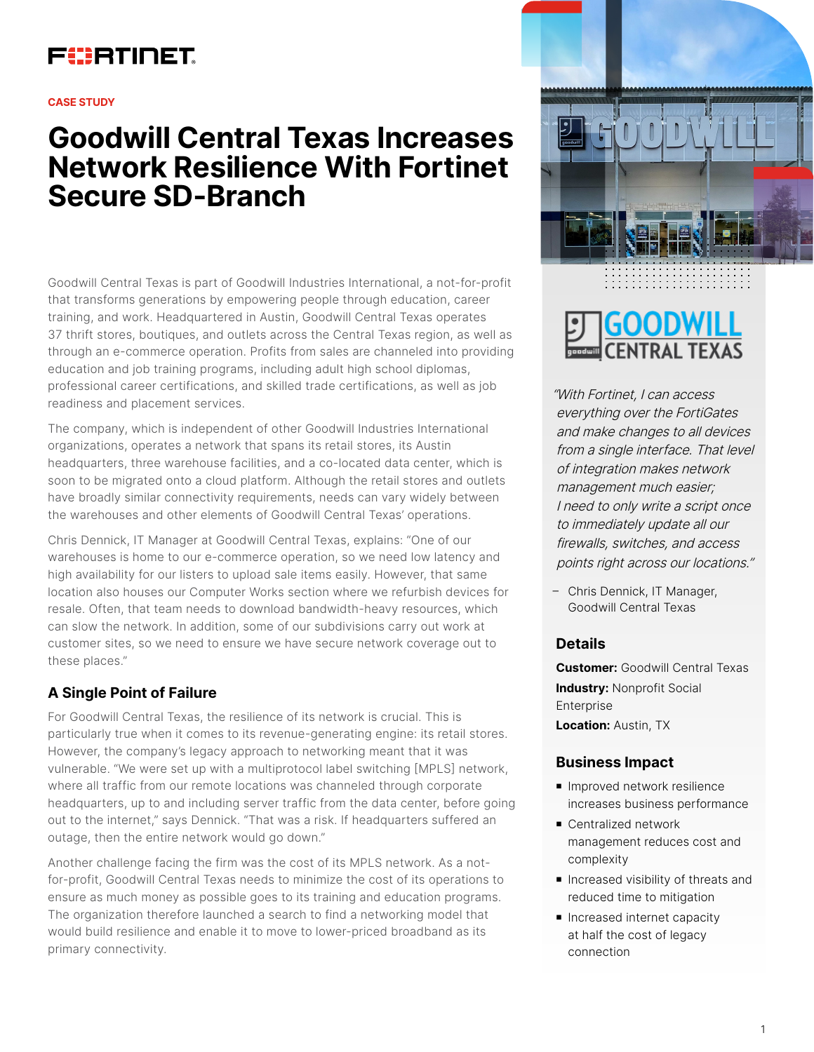FORTINET

CASE STUDY

# Goodwill Central Texas Increases Network Resilience With Fortinet Secure SD-Branch

Goodwill Central Texas is part of Goodwill Industries International, a not-for-profit that transforms generations by empowering people through education, career training, and work. Headquartered in Austin, Goodwill Central Texas operates 37 thrift stores, boutiques, and outlets across the Central Texas region, as well as through an e-commerce operation. Profits from sales are channeled into providing education and job training programs, including adult high school diplomas, professional career certifications, and skilled trade certifications, as well as job readiness and placement services.

The company, which is independent of other Goodwill Industries International organizations, operates a network that spans its retail stores, its Austin headquarters, three warehouse facilities, and a co-located data center, which is soon to be migrated onto a cloud platform. Although the retail stores and outlets have broadly similar connectivity requirements, needs can vary widely between the warehouses and other elements of Goodwill Central Texas' operations.

Chris Dennick, IT Manager at Goodwill Central Texas, explains: "One of our warehouses is home to our e-commerce operation, so we need low latency and high availability for our listers to upload sale items easily. However, that same location also houses our Computer Works section where we refurbish devices for resale. Often, that team needs to download bandwidth-heavy resources, which can slow the network. In addition, some of our subdivisions carry out work at customer sites, so we need to ensure we have secure network coverage out to these places."

## A Single Point of Failure

For Goodwill Central Texas, the resilience of its network is crucial. This is particularly true when it comes to its revenue-generating engine: its retail stores. However, the company's legacy approach to networking meant that it was vulnerable. "We were set up with a multiprotocol label switching [MPLS] network, where all traffic from our remote locations was channeled through corporate headquarters, up to and including server traffic from the data center, before going out to the internet," says Dennick. "That was a risk. If headquarters suffered an outage, then the entire network would go down."

Another challenge facing the firm was the cost of its MPLS network. As a not-for-profit, Goodwill Central Texas needs to minimize the cost of its operations to ensure as much money as possible goes to its training and education programs. The organization therefore launched a search to find a networking model that would build resilience and enable it to move to lower-priced broadband as its primary connectivity.

GOODWILL CENTRAL TEXAS

*"With Fortinet, I can access everything over the FortiGates and make changes to all devices from a single interface. That level of integration makes network management much easier; I need to only write a script once to immediately update all our firewalls, switches, and access points right across our locations."*

– Chris Dennick, IT Manager, Goodwill Central Texas

## Details

**Customer:** Goodwill Central Texas

**Industry:** Nonprofit Social Enterprise

**Location:** Austin, TX

## Business Impact

- Improved network resilience increases business performance
- Centralized network management reduces cost and complexity
- Increased visibility of threats and reduced time to mitigation
- Increased internet capacity at half the cost of legacy connection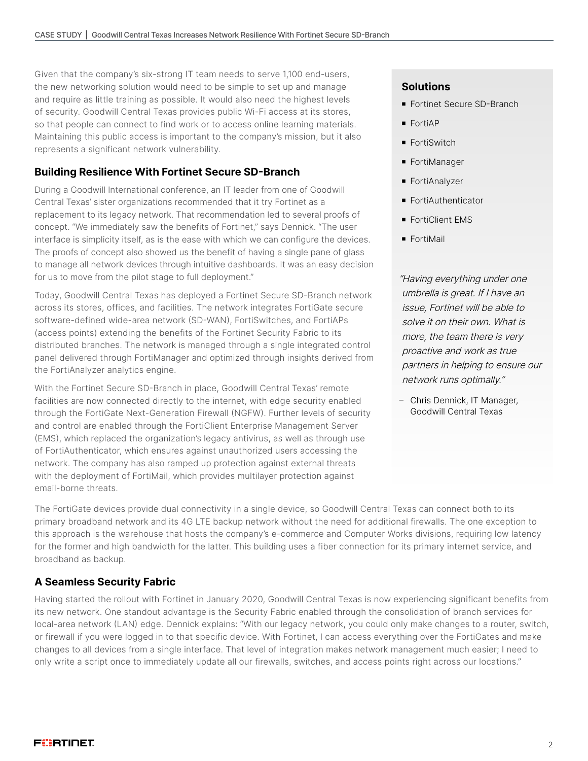Given that the company's six-strong IT team needs to serve 1,100 end-users, the new networking solution would need to be simple to set up and manage and require as little training as possible. It would also need the highest levels of security. Goodwill Central Texas provides public Wi-Fi access at its stores, so that people can connect to find work or to access online learning materials. Maintaining this public access is important to the company's mission, but it also represents a significant network vulnerability.

## Building Resilience With Fortinet Secure SD-Branch

During a Goodwill International conference, an IT leader from one of Goodwill Central Texas' sister organizations recommended that it try Fortinet as a replacement to its legacy network. That recommendation led to several proofs of concept. "We immediately saw the benefits of Fortinet," says Dennick. "The user interface is simplicity itself, as is the ease with which we can configure the devices. The proofs of concept also showed us the benefit of having a single pane of glass to manage all network devices through intuitive dashboards. It was an easy decision for us to move from the pilot stage to full deployment."

Today, Goodwill Central Texas has deployed a Fortinet Secure SD-Branch network across its stores, offices, and facilities. The network integrates FortiGate secure software-defined wide-area network (SD-WAN), FortiSwitches, and FortiAPs (access points) extending the benefits of the Fortinet Security Fabric to its distributed branches. The network is managed through a single integrated control panel delivered through FortiManager and optimized through insights derived from the FortiAnalyzer analytics engine.

With the Fortinet Secure SD-Branch in place, Goodwill Central Texas' remote facilities are now connected directly to the internet, with edge security enabled through the FortiGate Next-Generation Firewall (NGFW). Further levels of security and control are enabled through the FortiClient Enterprise Management Server (EMS), which replaced the organization's legacy antivirus, as well as through use of FortiAuthenticator, which ensures against unauthorized users accessing the network. The company has also ramped up protection against external threats with the deployment of FortiMail, which provides multilayer protection against email-borne threats.

### Solutions

- Fortinet Secure SD-Branch
- FortiAP
- FortiSwitch
- FortiManager
- FortiAnalyzer
- FortiAuthenticator
- FortiClient EMS
- FortiMail

*"Having everything under one umbrella is great. If I have an issue, Fortinet will be able to solve it on their own. What is more, the team there is very proactive and work as true partners in helping to ensure our network runs optimally."*

– Chris Dennick, IT Manager, Goodwill Central Texas

The FortiGate devices provide dual connectivity in a single device, so Goodwill Central Texas can connect both to its primary broadband network and its 4G LTE backup network without the need for additional firewalls. The one exception to this approach is the warehouse that hosts the company's e-commerce and Computer Works divisions, requiring low latency for the former and high bandwidth for the latter. This building uses a fiber connection for its primary internet service, and broadband as backup.

## A Seamless Security Fabric

Having started the rollout with Fortinet in January 2020, Goodwill Central Texas is now experiencing significant benefits from its new network. One standout advantage is the Security Fabric enabled through the consolidation of branch services for local-area network (LAN) edge. Dennick explains: "With our legacy network, you could only make changes to a router, switch, or firewall if you were logged in to that specific device. With Fortinet, I can access everything over the FortiGates and make changes to all devices from a single interface. That level of integration makes network management much easier; I need to only write a script once to immediately update all our firewalls, switches, and access points right across our locations."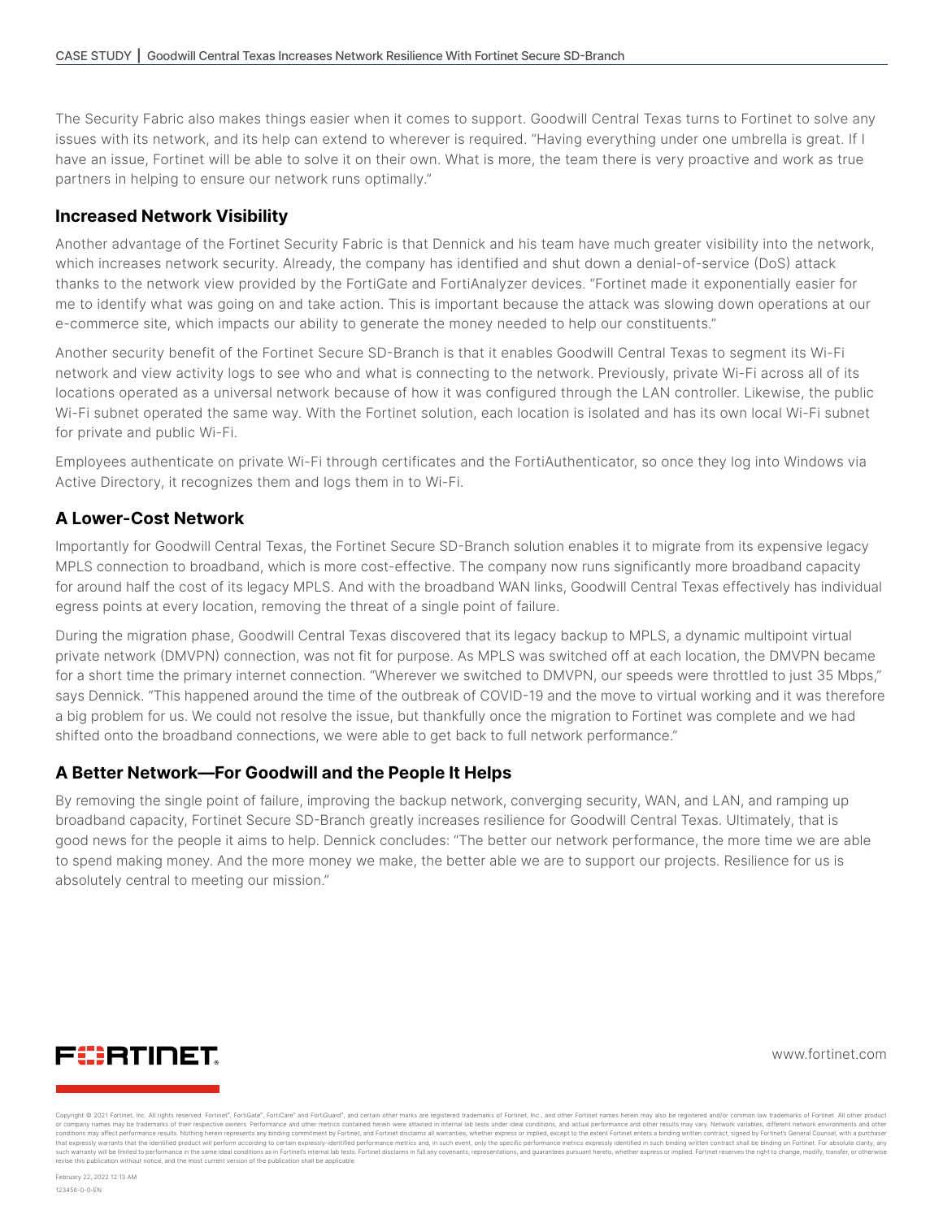The Security Fabric also makes things easier when it comes to support. Goodwill Central Texas turns to Fortinet to solve any issues with its network, and its help can extend to wherever is required. "Having everything under one umbrella is great. If I have an issue, Fortinet will be able to solve it on their own. What is more, the team there is very proactive and work as true partners in helping to ensure our network runs optimally."

### Increased Network Visibility

Another advantage of the Fortinet Security Fabric is that Dennick and his team have much greater visibility into the network, which increases network security. Already, the company has identified and shut down a denial-of-service (DoS) attack thanks to the network view provided by the FortiGate and FortiAnalyzer devices. "Fortinet made it exponentially easier for me to identify what was going on and take action. This is important because the attack was slowing down operations at our e-commerce site, which impacts our ability to generate the money needed to help our constituents."

Another security benefit of the Fortinet Secure SD-Branch is that it enables Goodwill Central Texas to segment its Wi-Fi network and view activity logs to see who and what is connecting to the network. Previously, private Wi-Fi across all of its locations operated as a universal network because of how it was configured through the LAN controller. Likewise, the public Wi-Fi subnet operated the same way. With the Fortinet solution, each location is isolated and has its own local Wi-Fi subnet for private and public Wi-Fi.

Employees authenticate on private Wi-Fi through certificates and the FortiAuthenticator, so once they log into Windows via Active Directory, it recognizes them and logs them in to Wi-Fi.

### A Lower-Cost Network

Importantly for Goodwill Central Texas, the Fortinet Secure SD-Branch solution enables it to migrate from its expensive legacy MPLS connection to broadband, which is more cost-effective. The company now runs significantly more broadband capacity for around half the cost of its legacy MPLS. And with the broadband WAN links, Goodwill Central Texas effectively has individual egress points at every location, removing the threat of a single point of failure.

During the migration phase, Goodwill Central Texas discovered that its legacy backup to MPLS, a dynamic multipoint virtual private network (DMVPN) connection, was not fit for purpose. As MPLS was switched off at each location, the DMVPN became for a short time the primary internet connection. "Wherever we switched to DMVPN, our speeds were throttled to just 35 Mbps," says Dennick. "This happened around the time of the outbreak of COVID-19 and the move to virtual working and it was therefore a big problem for us. We could not resolve the issue, but thankfully once the migration to Fortinet was complete and we had shifted onto the broadband connections, we were able to get back to full network performance."

### A Better Network—For Goodwill and the People It Helps

By removing the single point of failure, improving the backup network, converging security, WAN, and LAN, and ramping up broadband capacity, Fortinet Secure SD-Branch greatly increases resilience for Goodwill Central Texas. Ultimately, that is good news for the people it aims to help. Dennick concludes: "The better our network performance, the more time we are able to spend making money. And the more money we make, the better able we are to support our projects. Resilience for us is absolutely central to meeting our mission."

FORTINET

www.fortinet.com

Copyright © 2021 Fortinet, Inc. All rights reserved. Fortinet®, FortiGate®, FortiCare® and FortiGuard®, and certain other marks are registered trademarks of Fortinet, Inc., and other Fortinet names herein may also be registered and/or common law trademarks of Fortinet. All other product or company names may be trademarks of their respective owners. Performance and other metrics contained herein were attained in internal lab tests under ideal conditions, and actual performance and other results may vary. Network variables, different network environments and other conditions may affect performance results. Nothing herein represents any binding commitment by Fortinet, and Fortinet disclaims all warranties, whether express or implied, except to the extent Fortinet enters a binding written contract, signed by Fortinet's General Counsel, with a purchaser that expressly warrants that the identified product will perform according to certain expressly-identified performance metrics and, in such event, only the specific performance metrics expressly identified in such binding written contract shall be binding on Fortinet. For absolute clarity, any such warranty will be limited to performance in the same ideal conditions as in Fortinet's internal lab tests. Fortinet disclaims in full any covenants, representations, and guarantees pursuant hereto, whether express or implied. Fortinet reserves the right to change, modify, transfer, or otherwise revise this publication without notice, and the most current version of the publication shall be applicable.

February 22, 2022 12:13 AM

123456-0-0-EN